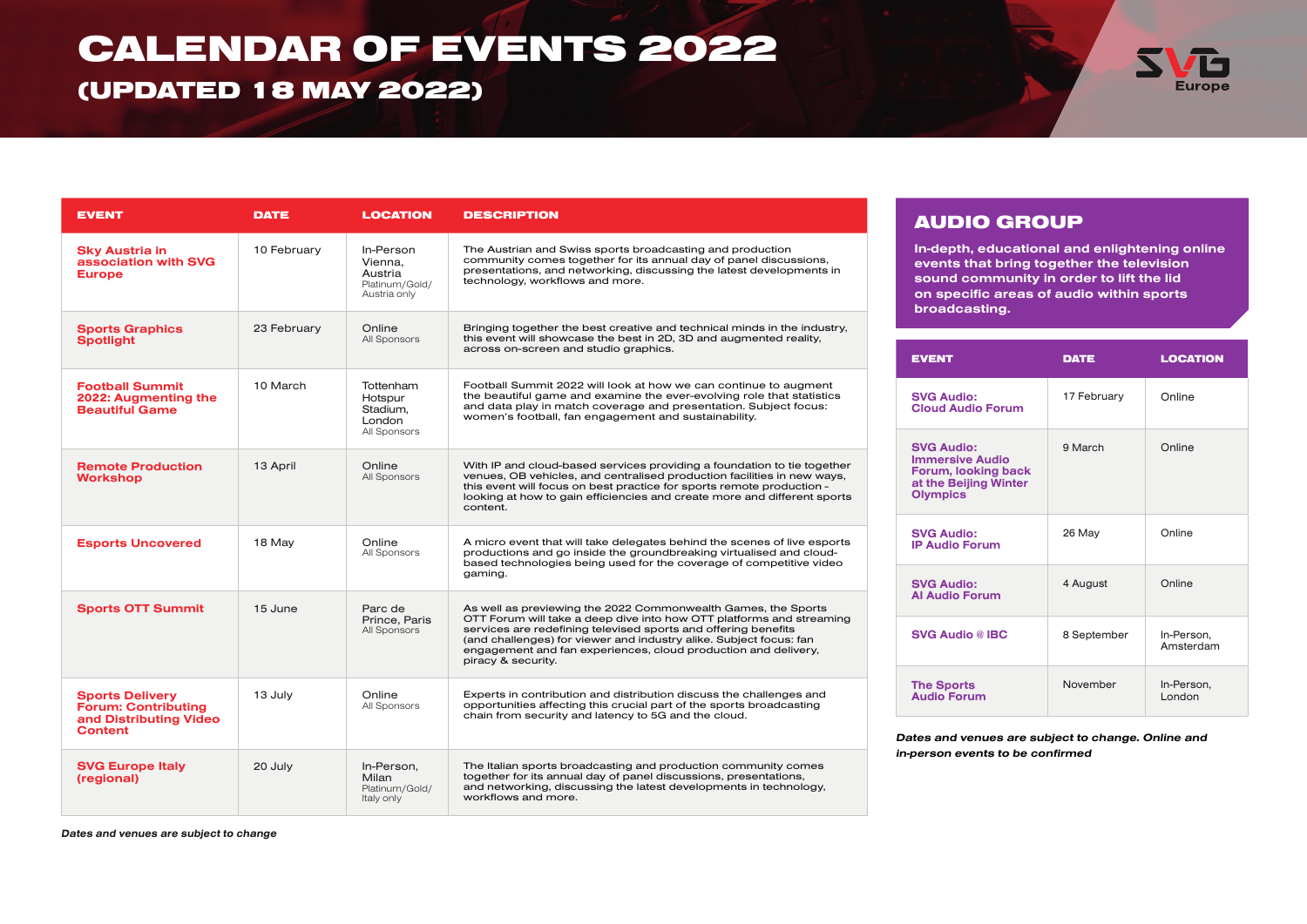# CALENDAR OF EVENTS 2022

## (UPDATED 18 MAY 2022)

| EVENT | DATE | LOCATION | DESCRIPTION |
| --- | --- | --- | --- |
| **Sky Austria in association with SVG Europe** | 10 February | In-Person Vienna, Austria Platinum/Gold/ Austria only | The Austrian and Swiss sports broadcasting and production community comes together for its annual day of panel discussions, presentations, and networking, discussing the latest developments in technology, workflows and more. |
| **Sports Graphics Spotlight** | 23 February | Online All Sponsors | Bringing together the best creative and technical minds in the industry, this event will showcase the best in 2D, 3D and augmented reality, across on-screen and studio graphics. |
| **Football Summit 2022: Augmenting the Beautiful Game** | 10 March | Tottenham Hotspur Stadium, London All Sponsors | Football Summit 2022 will look at how we can continue to augment the beautiful game and examine the ever-evolving role that statistics and data play in match coverage and presentation. Subject focus: women's football, fan engagement and sustainability. |
| **Remote Production Workshop** | 13 April | Online All Sponsors | With IP and cloud-based services providing a foundation to tie together venues, OB vehicles, and centralised production facilities in new ways, this event will focus on best practice for sports remote production - looking at how to gain efficiencies and create more and different sports content. |
| **Esports Uncovered** | 18 May | Online All Sponsors | A micro event that will take delegates behind the scenes of live esports productions and go inside the groundbreaking virtualised and cloud-based technologies being used for the coverage of competitive video gaming. |
| **Sports OTT Summit** | 15 June | Parc de Prince, Paris All Sponsors | As well as previewing the 2022 Commonwealth Games, the Sports OTT Forum will take a deep dive into how OTT platforms and streaming services are redefining televised sports and offering benefits (and challenges) for viewer and industry alike. Subject focus: fan engagement and fan experiences, cloud production and delivery, piracy & security. |
| **Sports Delivery Forum: Contributing and Distributing Video Content** | 13 July | Online All Sponsors | Experts in contribution and distribution discuss the challenges and opportunities affecting this crucial part of the sports broadcasting chain from security and latency to 5G and the cloud. |
| **SVG Europe Italy (regional)** | 20 July | In-Person, Milan Platinum/Gold/ Italy only | The Italian sports broadcasting and production community comes together for its annual day of panel discussions, presentations, and networking, discussing the latest developments in technology, workflows and more. |

*Dates and venues are subject to change*

## AUDIO GROUP

**In-depth, educational and enlightening online events that bring together the television sound community in order to lift the lid on specific areas of audio within sports broadcasting.**

| EVENT | DATE | LOCATION |
| --- | --- | --- |
| **SVG Audio: Cloud Audio Forum** | 17 February | Online |
| **SVG Audio: Immersive Audio Forum, looking back at the Beijing Winter Olympics** | 9 March | Online |
| **SVG Audio: IP Audio Forum** | 26 May | Online |
| **SVG Audio: AI Audio Forum** | 4 August | Online |
| **SVG Audio @ IBC** | 8 September | In-Person, Amsterdam |
| **The Sports Audio Forum** | November | In-Person, London |

*Dates and venues are subject to change. Online and in-person events to be confirmed*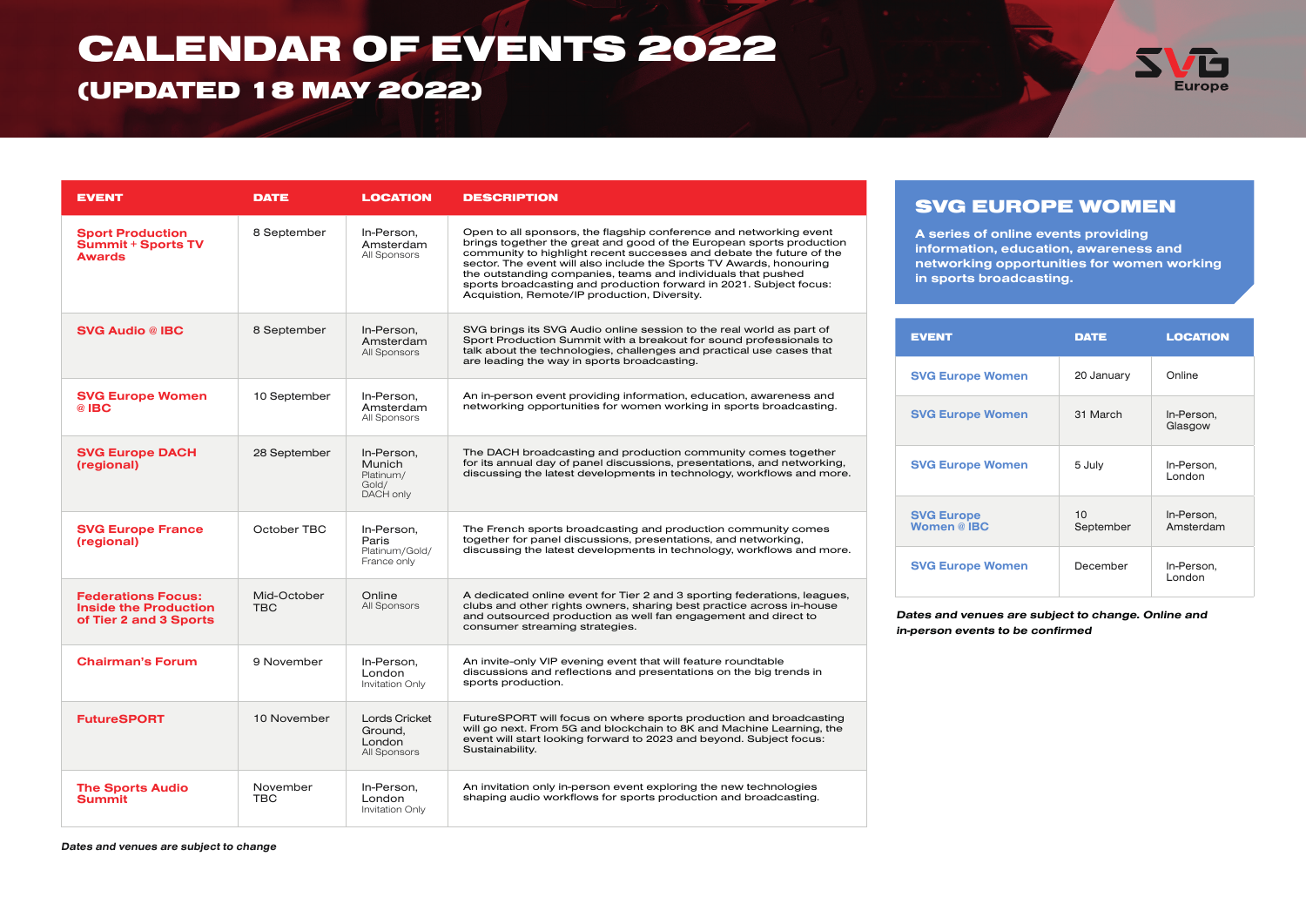# CALENDAR OF EVENTS 2022

## (UPDATED 18 MAY 2022)

| EVENT | DATE | LOCATION | DESCRIPTION |
|---|---|---|---|
| **Sport Production Summit + Sports TV Awards** | 8 September | In-Person, Amsterdam All Sponsors | Open to all sponsors, the flagship conference and networking event brings together the great and good of the European sports production community to highlight recent successes and debate the future of the sector. The event will also include the Sports TV Awards, honouring the outstanding companies, teams and individuals that pushed sports broadcasting and production forward in 2021. Subject focus: Acquistion, Remote/IP production, Diversity. |
| **SVG Audio @ IBC** | 8 September | In-Person, Amsterdam All Sponsors | SVG brings its SVG Audio online session to the real world as part of Sport Production Summit with a breakout for sound professionals to talk about the technologies, challenges and practical use cases that are leading the way in sports broadcasting. |
| **SVG Europe Women @ IBC** | 10 September | In-Person, Amsterdam All Sponsors | An in-person event providing information, education, awareness and networking opportunities for women working in sports broadcasting. |
| **SVG Europe DACH (regional)** | 28 September | In-Person, Munich Platinum/ Gold/ DACH only | The DACH broadcasting and production community comes together for its annual day of panel discussions, presentations, and networking, discussing the latest developments in technology, workflows and more. |
| **SVG Europe France (regional)** | October TBC | In-Person, Paris Platinum/Gold/ France only | The French sports broadcasting and production community comes together for panel discussions, presentations, and networking, discussing the latest developments in technology, workflows and more. |
| **Federations Focus: Inside the Production of Tier 2 and 3 Sports** | Mid-October TBC | Online All Sponsors | A dedicated online event for Tier 2 and 3 sporting federations, leagues, clubs and other rights owners, sharing best practice across in-house and outsourced production as well fan engagement and direct to consumer streaming strategies. |
| **Chairman's Forum** | 9 November | In-Person, London Invitation Only | An invite-only VIP evening event that will feature roundtable discussions and reflections and presentations on the big trends in sports production. |
| **FutureSPORT** | 10 November | Lords Cricket Ground, London All Sponsors | FutureSPORT will focus on where sports production and broadcasting will go next. From 5G and blockchain to 8K and Machine Learning, the event will start looking forward to 2023 and beyond. Subject focus: Sustainability. |
| **The Sports Audio Summit** | November TBC | In-Person, London Invitation Only | An invitation only in-person event exploring the new technologies shaping audio workflows for sports production and broadcasting. |

*Dates and venues are subject to change*

## SVG EUROPE WOMEN

**A series of online events providing information, education, awareness and networking opportunities for women working in sports broadcasting.**

| EVENT | DATE | LOCATION |
|---|---|---|
| SVG Europe Women | 20 January | Online |
| SVG Europe Women | 31 March | In-Person, Glasgow |
| SVG Europe Women | 5 July | In-Person, London |
| SVG Europe Women @ IBC | 10 September | In-Person, Amsterdam |
| SVG Europe Women | December | In-Person, London |

*Dates and venues are subject to change. Online and in-person events to be confirmed*